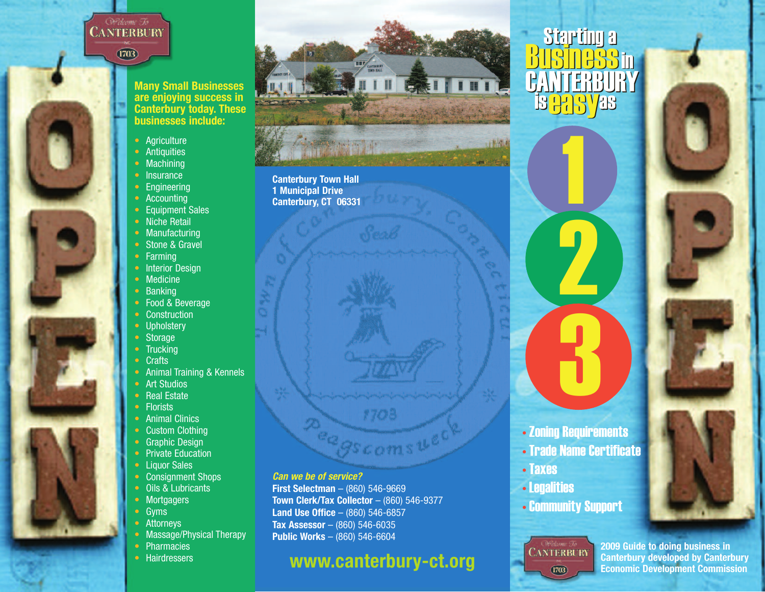Welcome To CANTERBURY INC. 1703

**Many Small Businesses are enjoying success in Canterbury today. These businesses include:**

- Agriculture
- Antiquities
- Machining
- Insurance
- Engineering
- Accounting
- Equipment Sales
- Niche Retail
- Manufacturing
- Stone & Gravel
- Farming
- Interior Design
- Medicine
- Banking
- Food & Beverage
- Construction
- Upholstery
- Storage
- Trucking
- Crafts
- Animal Training & Kennels
- Art Studios
- Real Estate
- Florists
- Animal Clinics
- Custom Clothing
- Graphic Design
- Private Education
- Liquor Sales
- Consignment Shops
- Oils & Lubricants
- Mortgagers
- Gyms
- Attorneys
- Massage/Physical Therapy
- Pharmacies
- Hairdressers

**Canterbury Town Hall**
**1 Municipal Drive**
**Canterbury, CT 06331**

*Can we be of service?*

**First Selectman** – (860) 546-9669
**Town Clerk/Tax Collector** – (860) 546-9377
**Land Use Office** – (860) 546-6857
**Tax Assessor** – (860) 546-6035
**Public Works** – (860) 546-6604

**www.canterbury-ct.org**

# Starting a Business in CANTERBURY is easy as 1 2 3

- Zoning Requirements
- Trade Name Certificate
- Taxes
- Legalities
- Community Support

Welcome To CANTERBURY INC. 1703

**2009 Guide to doing business in Canterbury developed by Canterbury Economic Development Commission**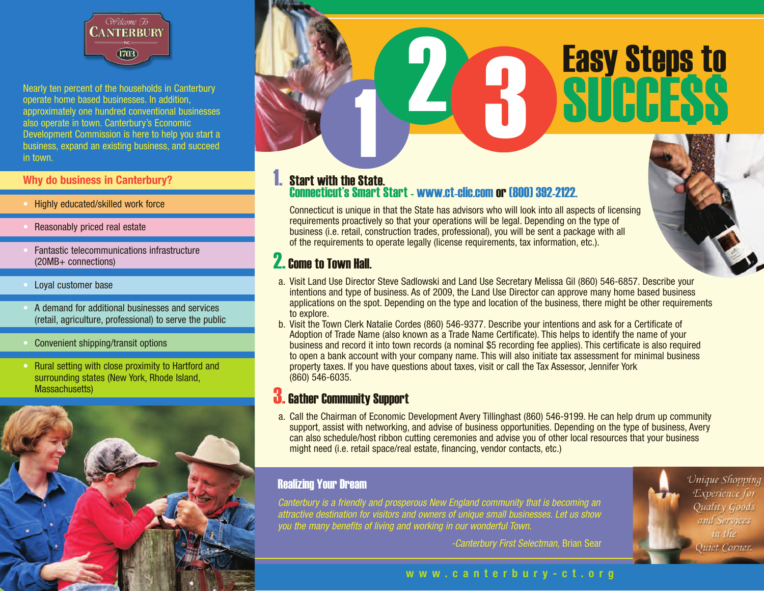Welcome To
CANTERBURY
INC
1703

Nearly ten percent of the households in Canterbury operate home based businesses. In addition, approximately one hundred conventional businesses also operate in town. Canterbury's Economic Development Commission is here to help you start a business, expand an existing business, and succeed in town.

## Why do business in Canterbury?

- Highly educated/skilled work force
- Reasonably priced real estate
- Fantastic telecommunications infrastructure (20MB+ connections)
- Loyal customer base
- A demand for additional businesses and services (retail, agriculture, professional) to serve the public
- Convenient shipping/transit options
- Rural setting with close proximity to Hartford and surrounding states (New York, Rhode Island, Massachusetts)

# 1 2 3 Easy Steps to SUCCE$S

## 1. Start with the State.

**Connecticut's Smart Start - www.ct-clic.com or (800) 392-2122.**

Connecticut is unique in that the State has advisors who will look into all aspects of licensing requirements proactively so that your operations will be legal. Depending on the type of business (i.e. retail, construction trades, professional), you will be sent a package with all of the requirements to operate legally (license requirements, tax information, etc.).

## 2. Come to Town Hall.

a. Visit Land Use Director Steve Sadlowski and Land Use Secretary Melissa Gil (860) 546-6857. Describe your intentions and type of business. As of 2009, the Land Use Director can approve many home based business applications on the spot. Depending on the type and location of the business, there might be other requirements to explore.

b. Visit the Town Clerk Natalie Cordes (860) 546-9377. Describe your intentions and ask for a Certificate of Adoption of Trade Name (also known as a Trade Name Certificate). This helps to identify the name of your business and record it into town records (a nominal $5 recording fee applies). This certificate is also required to open a bank account with your company name. This will also initiate tax assessment for minimal business property taxes. If you have questions about taxes, visit or call the Tax Assessor, Jennifer York (860) 546-6035.

## 3. Gather Community Support

a. Call the Chairman of Economic Development Avery Tillinghast (860) 546-9199. He can help drum up community support, assist with networking, and advise of business opportunities. Depending on the type of business, Avery can also schedule/host ribbon cutting ceremonies and advise you of other local resources that your business might need (i.e. retail space/real estate, financing, vendor contacts, etc.)

### Realizing Your Dream

*Canterbury is a friendly and prosperous New England community that is becoming an attractive destination for visitors and owners of unique small businesses. Let us show you the many benefits of living and working in our wonderful Town.*

*-Canterbury First Selectman,* Brian Sear

*Unique Shopping Experience for Quality Goods and Services in the Quiet Corner.*

www.canterbury-ct.org